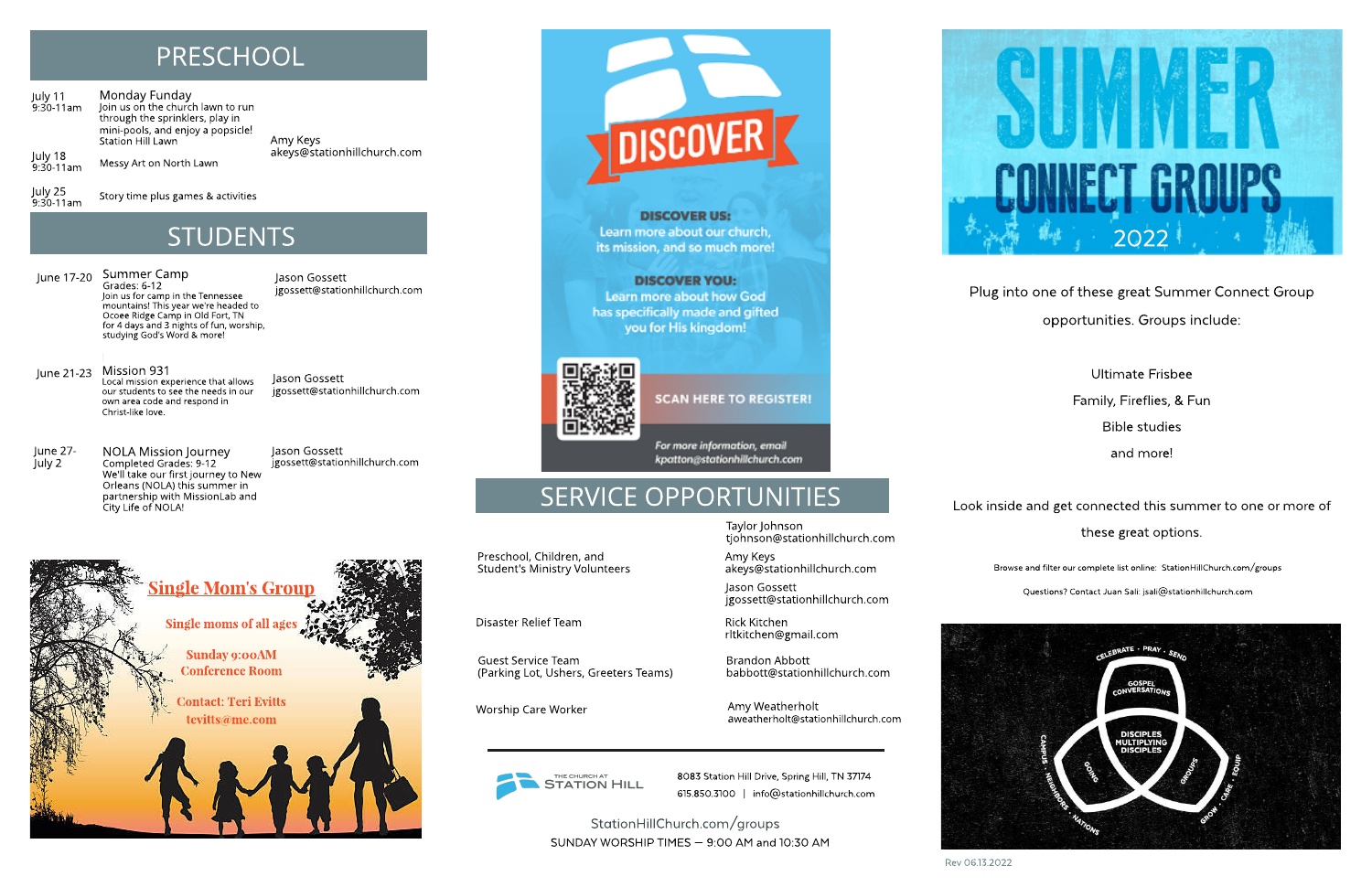## PRESCHOOL

| Date | Event | Contact |
| --- | --- | --- |
| July 11<br>9:30-11am | Monday Funday<br>Join us on the church lawn to run through the sprinklers, play in mini-pools, and enjoy a popsicle!<br>Station Hill Lawn | Amy Keys<br>akeys@stationhillchurch.com |
| July 18<br>9:30-11am | Messy Art on North Lawn | |
| July 25<br>9:30-11am | Story time plus games & activities | |

## STUDENTS

| Date | Event | Contact |
| --- | --- | --- |
| June 17-20 | Summer Camp<br>Grades: 6-12<br>Join us for camp in the Tennessee mountains! This year we're headed to Ocoee Ridge Camp in Old Fort, TN for 4 days and 3 nights of fun, worship, studying God's Word & more! | Jason Gossett<br>jgossett@stationhillchurch.com |
| June 21-23 | Mission 931<br>Local mission experience that allows our students to see the needs in our own area code and respond in Christ-like love. | Jason Gossett<br>jgossett@stationhillchurch.com |
| June 27-July 2 | NOLA Mission Journey<br>Completed Grades: 9-12<br>We'll take our first journey to New Orleans (NOLA) this summer in partnership with MissionLab and City Life of NOLA! | Jason Gossett<br>jgossett@stationhillchurch.com |

**Single Mom's Group**

Single moms of all ages

Sunday 9:00AM
Conference Room

Contact: Teri Evitts
tevitts@me.com

# DISCOVER

**DISCOVER US:**
Learn more about our church, its mission, and so much more!

**DISCOVER YOU:**
Learn more about how God has specifically made and gifted you for His kingdom!

SCAN HERE TO REGISTER!

*For more information, email kpatton@stationhillchurch.com*

## SERVICE OPPORTUNITIES

| Opportunity | Contact |
| --- | --- |
| Preschool, Children, and Student's Ministry Volunteers | Taylor Johnson<br>tjohnson@stationhillchurch.com<br>Amy Keys<br>akeys@stationhillchurch.com<br>Jason Gossett<br>jgossett@stationhillchurch.com |
| Disaster Relief Team | Rick Kitchen<br>rltkitchen@gmail.com |
| Guest Service Team<br>(Parking Lot, Ushers, Greeters Teams) | Brandon Abbott<br>babbott@stationhillchurch.com |
| Worship Care Worker | Amy Weatherholt<br>aweatherholt@stationhillchurch.com |

THE CHURCH AT STATION HILL

8083 Station Hill Drive, Spring Hill, TN 37174
615.850.3100 | info@stationhillchurch.com

StationHillChurch.com/groups
SUNDAY WORSHIP TIMES — 9:00 AM and 10:30 AM

# SUMMER CONNECT GROUPS 2022

Plug into one of these great Summer Connect Group opportunities. Groups include:

Ultimate Frisbee
Family, Fireflies, & Fun
Bible studies
and more!

Look inside and get connected this summer to one or more of these great options.

Browse and filter our complete list online: StationHillChurch.com/groups

Questions? Contact Juan Sali: jsali@stationhillchurch.com

CELEBRATE · PRAY · SEND
GOSPEL CONVERSATIONS
DISCIPLES MULTIPLYING DISCIPLES
CAMPUS · NEIGHBORS · NATIONS
GOING
GROUPS
GROW · CARE · EQUIP

Rev 06.13.2022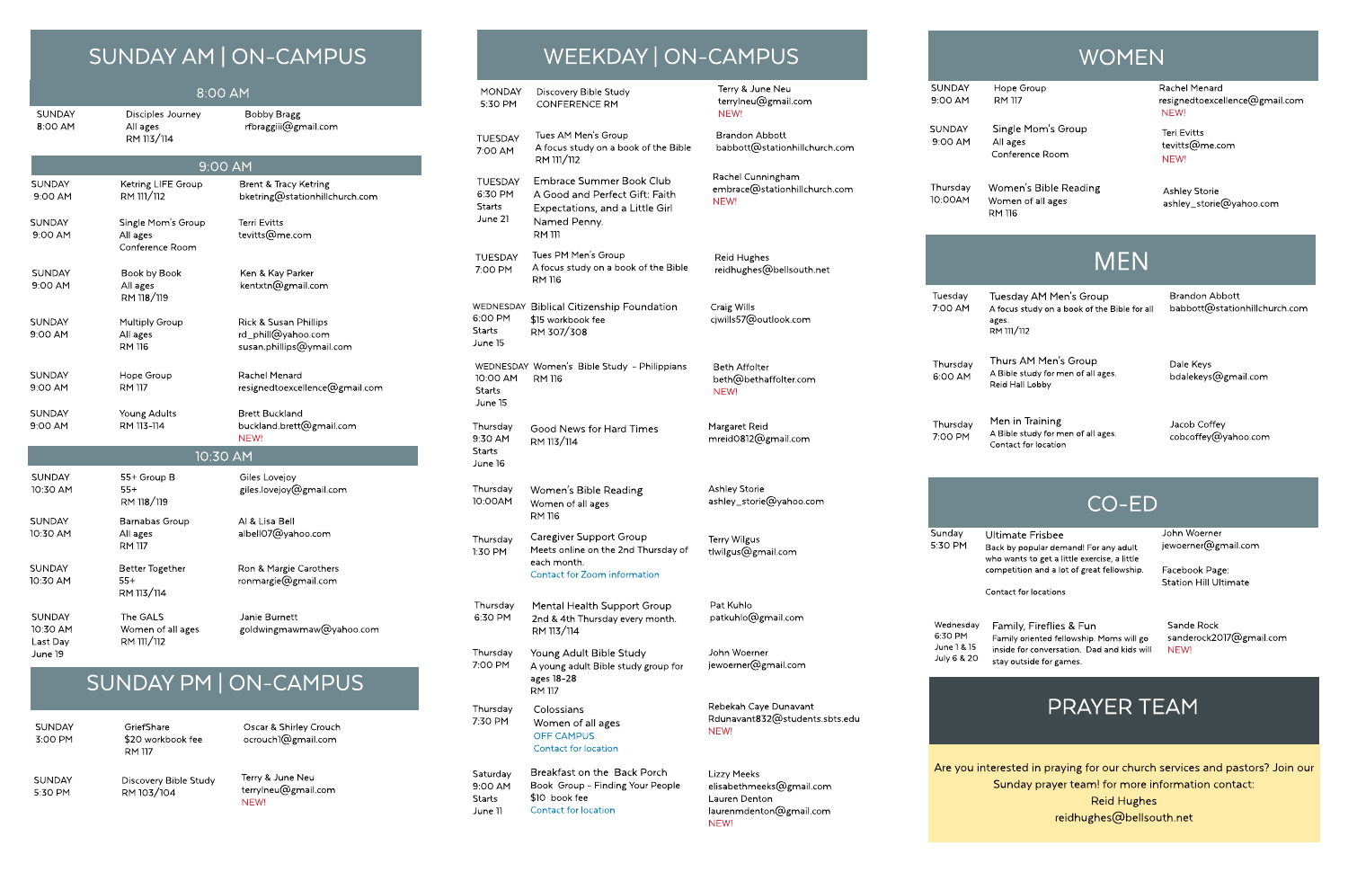# SUNDAY AM | ON-CAMPUS

## 8:00 AM

| | | |
|---|---|---|
| SUNDAY<br>8:00 AM | Disciples Journey<br>All ages<br>RM 113/114 | Bobby Bragg<br>rfbraggiii@gmail.com |

## 9:00 AM

| | | |
|---|---|---|
| SUNDAY<br>9:00 AM | Ketring LIFE Group<br>RM 111/112 | Brent & Tracy Ketring<br>bketring@stationhillchurch.com |
| SUNDAY<br>9:00 AM | Single Mom's Group<br>All ages<br>Conference Room | Terri Evitts<br>tevitts@me.com |
| SUNDAY<br>9:00 AM | Book by Book<br>All ages<br>RM 118/119 | Ken & Kay Parker<br>kentxtn@gmail.com |
| SUNDAY<br>9:00 AM | Multiply Group<br>All ages<br>RM 116 | Rick & Susan Phillips<br>rd_phill@yahoo.com<br>susan.phillips@ymail.com |
| SUNDAY<br>9:00 AM | Hope Group<br>RM 117 | Rachel Menard<br>resignedtoexcellence@gmail.com |
| SUNDAY<br>9:00 AM | Young Adults<br>RM 113-114 | Brett Buckland<br>buckland.brett@gmail.com<br>NEW! |

## 10:30 AM

| | | |
|---|---|---|
| SUNDAY<br>10:30 AM | 55+ Group B<br>55+<br>RM 118/119 | Giles Lovejoy<br>giles.lovejoy@gmail.com |
| SUNDAY<br>10:30 AM | Barnabas Group<br>All ages<br>RM 117 | Al & Lisa Bell<br>albell07@yahoo.com |
| SUNDAY<br>10:30 AM | Better Together<br>55+<br>RM 113/114 | Ron & Margie Carothers<br>ronmargie@gmail.com |
| SUNDAY<br>10:30 AM<br>Last Day<br>June 19 | The GALS<br>Women of all ages<br>RM 111/112 | Janie Burnett<br>goldwingmawmaw@yahoo.com |

# SUNDAY PM | ON-CAMPUS

| | | |
|---|---|---|
| SUNDAY<br>3:00 PM | GriefShare<br>$20 workbook fee<br>RM 117 | Oscar & Shirley Crouch<br>ocrouch1@gmail.com |
| SUNDAY<br>5:30 PM | Discovery Bible Study<br>RM 103/104 | Terry & June Neu<br>terryneu@gmail.com<br>NEW! |

# WEEKDAY | ON-CAMPUS

| | | |
|---|---|---|
| MONDAY<br>5:30 PM | Discovery Bible Study<br>CONFERENCE RM | Terry & June Neu<br>terryneu@gmail.com<br>NEW! |
| TUESDAY<br>7:00 AM | Tues AM Men's Group<br>A focus study on a book of the Bible<br>RM 111/112 | Brandon Abbott<br>babbott@stationhillchurch.com |
| TUESDAY<br>6:30 PM<br>Starts<br>June 21 | Embrace Summer Book Club<br>A Good and Perfect Gift: Faith Expectations, and a Little Girl Named Penny.<br>RM 111 | Rachel Cunningham<br>embrace@stationhillchurch.com<br>NEW! |
| TUESDAY<br>7:00 PM | Tues PM Men's Group<br>A focus study on a book of the Bible<br>RM 116 | Reid Hughes<br>reidhughes@bellsouth.net |
| WEDNESDAY<br>6:00 PM<br>Starts<br>June 15 | Biblical Citizenship Foundation<br>$15 workbook fee<br>RM 307/308 | Craig Wills<br>cjwills57@outlook.com |
| WEDNESDAY<br>10:00 AM<br>Starts<br>June 15 | Women's Bible Study - Philippians<br>RM 116 | Beth Affolter<br>beth@bethaffolter.com<br>NEW! |
| Thursday<br>9:30 AM<br>Starts<br>June 16 | Good News for Hard Times<br>RM 113/114 | Margaret Reid<br>mreid0812@gmail.com |
| Thursday<br>10:00AM | Women's Bible Reading<br>Women of all ages<br>RM 116 | Ashley Storie<br>ashley_storie@yahoo.com |
| Thursday<br>1:30 PM | Caregiver Support Group<br>Meets online on the 2nd Thursday of each month.<br>Contact for Zoom information | Terry Wilgus<br>tlwilgus@gmail.com |
| Thursday<br>6:30 PM | Mental Health Support Group<br>2nd & 4th Thursday every month.<br>RM 113/114 | Pat Kuhlo<br>patkuhlo@gmail.com |
| Thursday<br>7:00 PM | Young Adult Bible Study<br>A young adult Bible study group for ages 18-28<br>RM 117 | John Woerner<br>jewoerner@gmail.com |
| Thursday<br>7:30 PM | Colossians<br>Women of all ages<br>OFF CAMPUS<br>Contact for location | Rebekah Caye Dunavant<br>Rdunavant832@students.sbts.edu<br>NEW! |
| Saturday<br>9:00 AM<br>Starts<br>June 11 | Breakfast on the Back Porch<br>Book Group - Finding Your People<br>$10 book fee<br>Contact for location | Lizzy Meeks<br>elisabethmeeks@gmail.com<br>Lauren Denton<br>laurenmdenton@gmail.com<br>NEW! |

# WOMEN

| | | |
|---|---|---|
| SUNDAY<br>9:00 AM | Hope Group<br>RM 117 | Rachel Menard<br>resignedtoexcellence@gmail.com<br>NEW! |
| SUNDAY<br>9:00 AM | Single Mom's Group<br>All ages<br>Conference Room | Teri Evitts<br>tevitts@me.com<br>NEW! |
| Thursday<br>10:00AM | Women's Bible Reading<br>Women of all ages<br>RM 116 | Ashley Storie<br>ashley_storie@yahoo.com |

# MEN

| | | |
|---|---|---|
| Tuesday<br>7:00 AM | Tuesday AM Men's Group<br>A focus study on a book of the Bible for all ages.<br>RM 111/112 | Brandon Abbott<br>babbott@stationhillchurch.com |
| Thursday<br>6:00 AM | Thurs AM Men's Group<br>A Bible study for men of all ages.<br>Reid Hall Lobby | Dale Keys<br>bdalekeys@gmail.com |
| Thursday<br>7:00 PM | Men in Training<br>A Bible study for men of all ages.<br>Contact for location | Jacob Coffey<br>cobcoffey@yahoo.com |

# CO-ED

| | | |
|---|---|---|
| Sunday<br>5:30 PM | Ultimate Frisbee<br>Back by popular demand! For any adult who wants to get a little exercise, a little competition and a lot of great fellowship.<br>Contact for locations | John Woerner<br>jewoerner@gmail.com<br>Facebook Page:<br>Station Hill Ultimate |
| Wednesday<br>6:30 PM<br>June 1 & 15<br>July 6 & 20 | Family, Fireflies & Fun<br>Family oriented fellowship. Moms will go inside for conversation. Dad and kids will stay outside for games. | Sande Rock<br>sanderock2017@gmail.com<br>NEW! |

# PRAYER TEAM

Are you interested in praying for our church services and pastors? Join our Sunday prayer team! for more information contact:
Reid Hughes
reidhughes@bellsouth.net